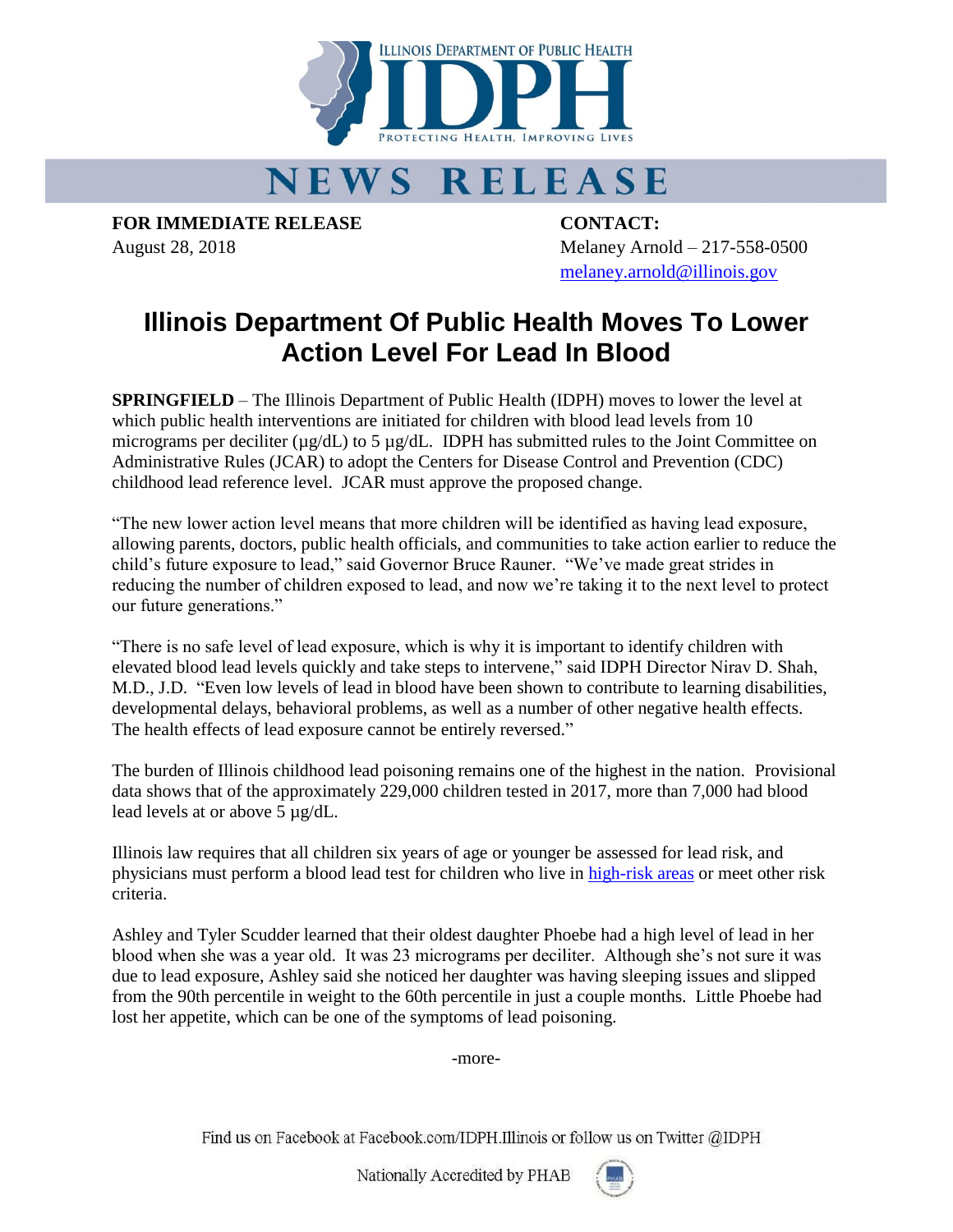ILLINOIS DEPARTMENT OF PUBLIC HEALTH

IDPH

PROTECTING HEALTH, IMPROVING LIVES

# NEWS RELEASE

**FOR IMMEDIATE RELEASE**
August 28, 2018

**CONTACT:**
Melaney Arnold – 217-558-0500
melaney.arnold@illinois.gov

## Illinois Department Of Public Health Moves To Lower Action Level For Lead In Blood

**SPRINGFIELD** – The Illinois Department of Public Health (IDPH) moves to lower the level at which public health interventions are initiated for children with blood lead levels from 10 micrograms per deciliter (µg/dL) to 5 µg/dL. IDPH has submitted rules to the Joint Committee on Administrative Rules (JCAR) to adopt the Centers for Disease Control and Prevention (CDC) childhood lead reference level. JCAR must approve the proposed change.

"The new lower action level means that more children will be identified as having lead exposure, allowing parents, doctors, public health officials, and communities to take action earlier to reduce the child's future exposure to lead," said Governor Bruce Rauner. "We've made great strides in reducing the number of children exposed to lead, and now we're taking it to the next level to protect our future generations."

"There is no safe level of lead exposure, which is why it is important to identify children with elevated blood lead levels quickly and take steps to intervene," said IDPH Director Nirav D. Shah, M.D., J.D. "Even low levels of lead in blood have been shown to contribute to learning disabilities, developmental delays, behavioral problems, as well as a number of other negative health effects. The health effects of lead exposure cannot be entirely reversed."

The burden of Illinois childhood lead poisoning remains one of the highest in the nation. Provisional data shows that of the approximately 229,000 children tested in 2017, more than 7,000 had blood lead levels at or above 5 µg/dL.

Illinois law requires that all children six years of age or younger be assessed for lead risk, and physicians must perform a blood lead test for children who live in high-risk areas or meet other risk criteria.

Ashley and Tyler Scudder learned that their oldest daughter Phoebe had a high level of lead in her blood when she was a year old. It was 23 micrograms per deciliter. Although she's not sure it was due to lead exposure, Ashley said she noticed her daughter was having sleeping issues and slipped from the 90th percentile in weight to the 60th percentile in just a couple months. Little Phoebe had lost her appetite, which can be one of the symptoms of lead poisoning.

-more-

Find us on Facebook at Facebook.com/IDPH.Illinois or follow us on Twitter @IDPH

Nationally Accredited by PHAB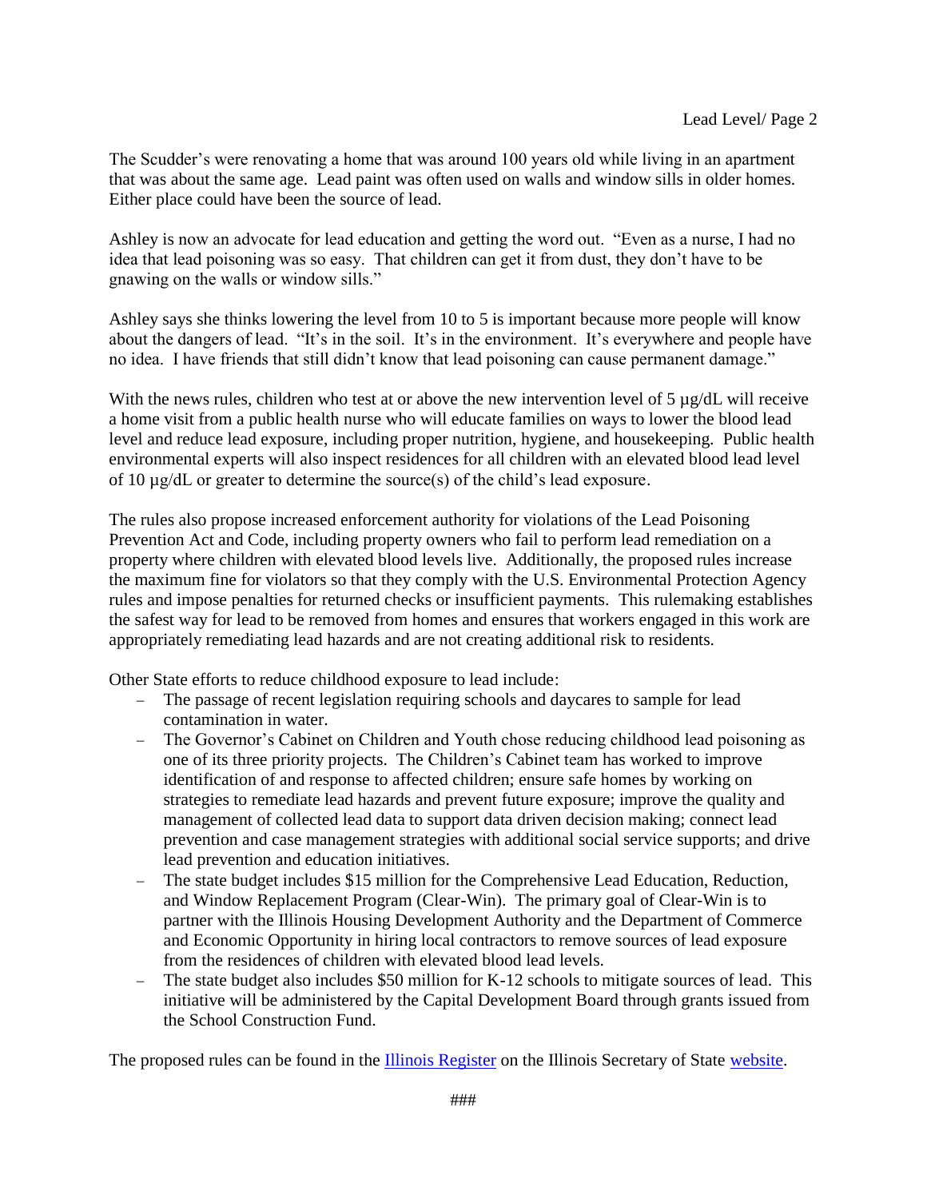The Scudder's were renovating a home that was around 100 years old while living in an apartment that was about the same age. Lead paint was often used on walls and window sills in older homes. Either place could have been the source of lead.

Ashley is now an advocate for lead education and getting the word out. "Even as a nurse, I had no idea that lead poisoning was so easy. That children can get it from dust, they don't have to be gnawing on the walls or window sills."

Ashley says she thinks lowering the level from 10 to 5 is important because more people will know about the dangers of lead. "It's in the soil. It's in the environment. It's everywhere and people have no idea. I have friends that still didn't know that lead poisoning can cause permanent damage."

With the news rules, children who test at or above the new intervention level of 5 µg/dL will receive a home visit from a public health nurse who will educate families on ways to lower the blood lead level and reduce lead exposure, including proper nutrition, hygiene, and housekeeping. Public health environmental experts will also inspect residences for all children with an elevated blood lead level of 10 µg/dL or greater to determine the source(s) of the child's lead exposure.

The rules also propose increased enforcement authority for violations of the Lead Poisoning Prevention Act and Code, including property owners who fail to perform lead remediation on a property where children with elevated blood levels live. Additionally, the proposed rules increase the maximum fine for violators so that they comply with the U.S. Environmental Protection Agency rules and impose penalties for returned checks or insufficient payments. This rulemaking establishes the safest way for lead to be removed from homes and ensures that workers engaged in this work are appropriately remediating lead hazards and are not creating additional risk to residents.

Other State efforts to reduce childhood exposure to lead include:

- The passage of recent legislation requiring schools and daycares to sample for lead contamination in water.
- The Governor's Cabinet on Children and Youth chose reducing childhood lead poisoning as one of its three priority projects. The Children's Cabinet team has worked to improve identification of and response to affected children; ensure safe homes by working on strategies to remediate lead hazards and prevent future exposure; improve the quality and management of collected lead data to support data driven decision making; connect lead prevention and case management strategies with additional social service supports; and drive lead prevention and education initiatives.
- The state budget includes $15 million for the Comprehensive Lead Education, Reduction, and Window Replacement Program (Clear-Win). The primary goal of Clear-Win is to partner with the Illinois Housing Development Authority and the Department of Commerce and Economic Opportunity in hiring local contractors to remove sources of lead exposure from the residences of children with elevated blood lead levels.
- The state budget also includes $50 million for K-12 schools to mitigate sources of lead. This initiative will be administered by the Capital Development Board through grants issued from the School Construction Fund.

The proposed rules can be found in the Illinois Register on the Illinois Secretary of State website.

###